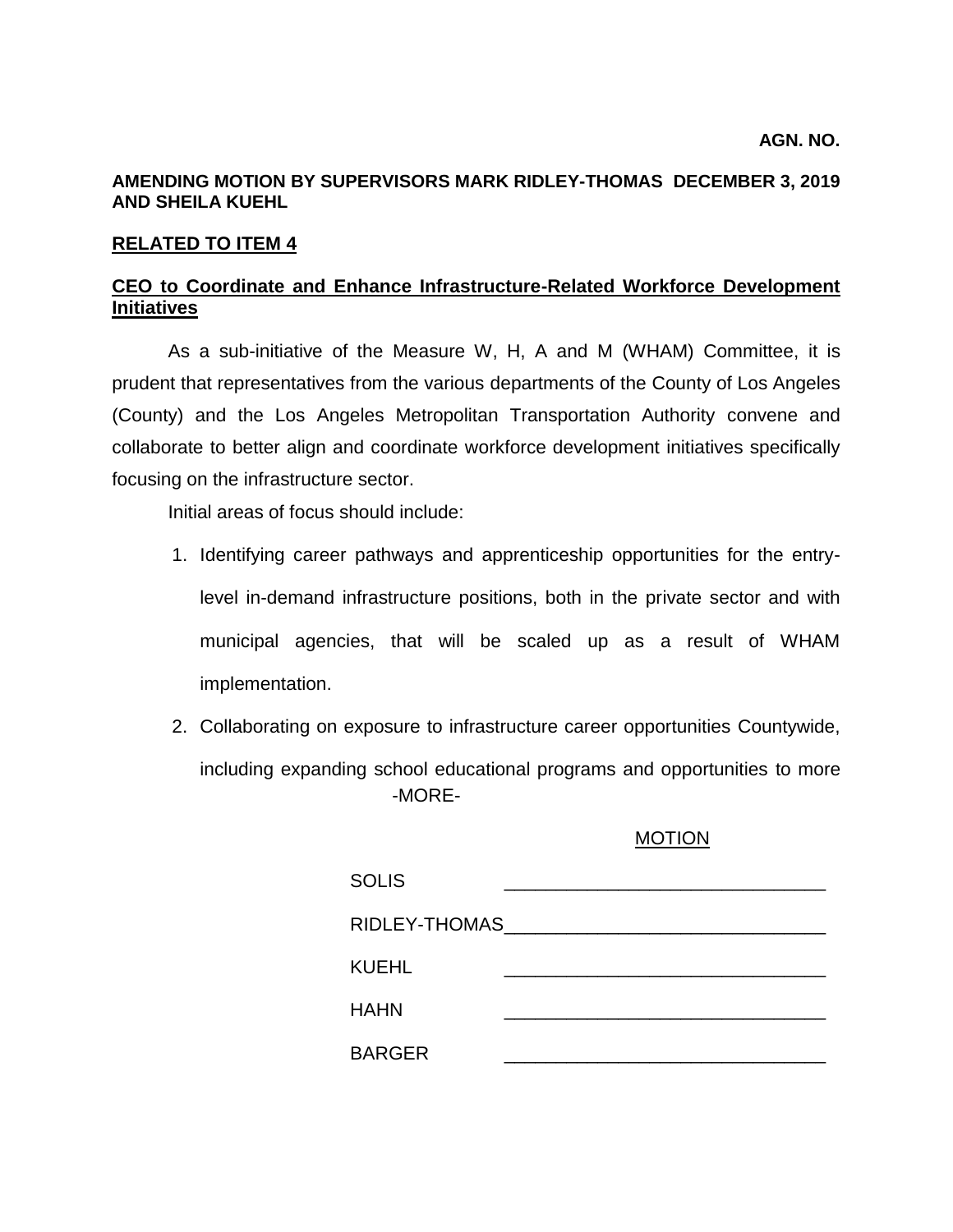**AGN. NO.**

**AMENDING MOTION BY SUPERVISORS MARK RIDLEY-THOMAS AND SHEILA KUEHL** **DECEMBER 3, 2019**

**RELATED TO ITEM 4**

**CEO to Coordinate and Enhance Infrastructure-Related Workforce Development Initiatives**

As a sub-initiative of the Measure W, H, A and M (WHAM) Committee, it is prudent that representatives from the various departments of the County of Los Angeles (County) and the Los Angeles Metropolitan Transportation Authority convene and collaborate to better align and coordinate workforce development initiatives specifically focusing on the infrastructure sector.

Initial areas of focus should include:

1. Identifying career pathways and apprenticeship opportunities for the entry-level in-demand infrastructure positions, both in the private sector and with municipal agencies, that will be scaled up as a result of WHAM implementation.
2. Collaborating on exposure to infrastructure career opportunities Countywide, including expanding school educational programs and opportunities to more

-MORE-

MOTION

| | |
|---|---|
| SOLIS | _______________ |
| RIDLEY-THOMAS | _______________ |
| KUEHL | _______________ |
| HAHN | _______________ |
| BARGER | _______________ |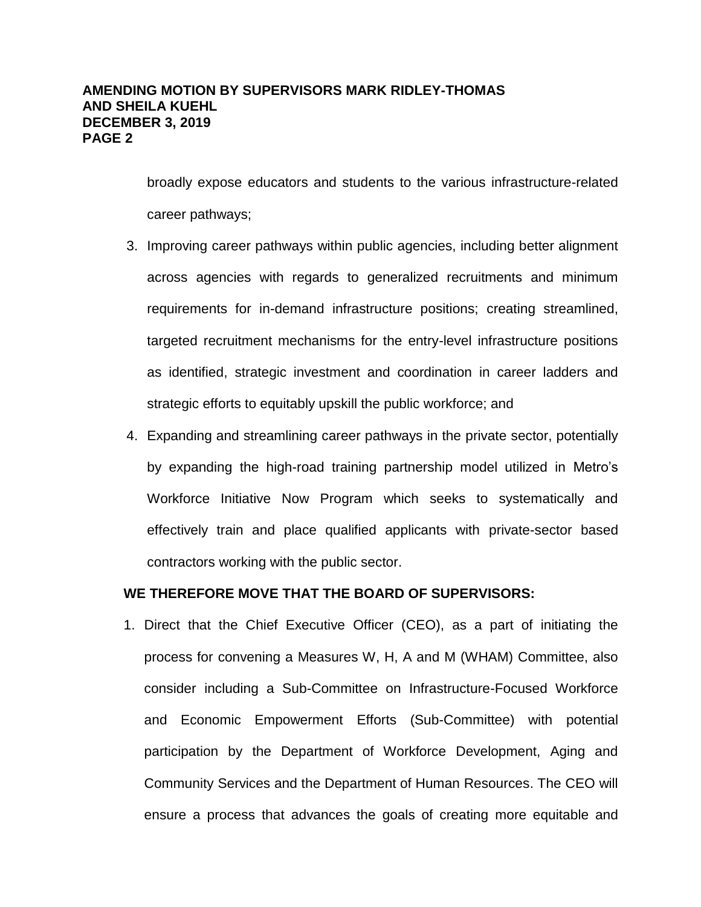broadly expose educators and students to the various infrastructure-related career pathways;

3. Improving career pathways within public agencies, including better alignment across agencies with regards to generalized recruitments and minimum requirements for in-demand infrastructure positions; creating streamlined, targeted recruitment mechanisms for the entry-level infrastructure positions as identified, strategic investment and coordination in career ladders and strategic efforts to equitably upskill the public workforce; and
4. Expanding and streamlining career pathways in the private sector, potentially by expanding the high-road training partnership model utilized in Metro's Workforce Initiative Now Program which seeks to systematically and effectively train and place qualified applicants with private-sector based contractors working with the public sector.

**WE THEREFORE MOVE THAT THE BOARD OF SUPERVISORS:**

1. Direct that the Chief Executive Officer (CEO), as a part of initiating the process for convening a Measures W, H, A and M (WHAM) Committee, also consider including a Sub-Committee on Infrastructure-Focused Workforce and Economic Empowerment Efforts (Sub-Committee) with potential participation by the Department of Workforce Development, Aging and Community Services and the Department of Human Resources. The CEO will ensure a process that advances the goals of creating more equitable and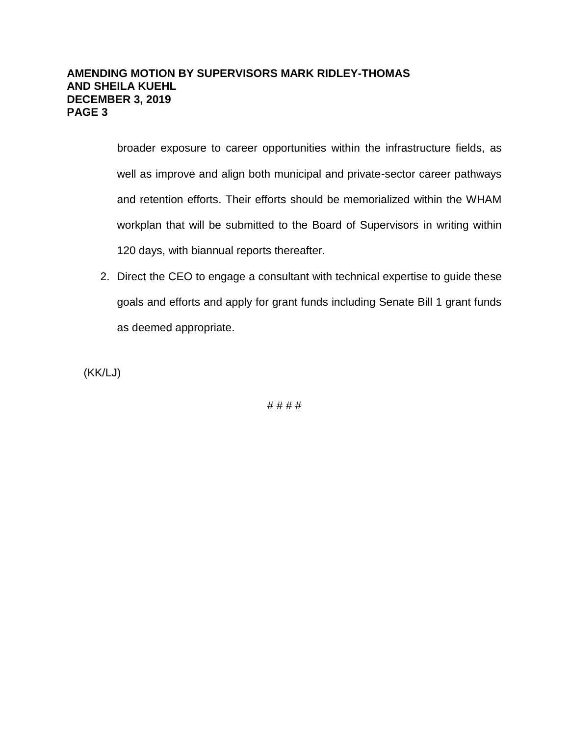broader exposure to career opportunities within the infrastructure fields, as well as improve and align both municipal and private-sector career pathways and retention efforts. Their efforts should be memorialized within the WHAM workplan that will be submitted to the Board of Supervisors in writing within 120 days, with biannual reports thereafter.

2. Direct the CEO to engage a consultant with technical expertise to guide these goals and efforts and apply for grant funds including Senate Bill 1 grant funds as deemed appropriate.

(KK/LJ)

# # # #